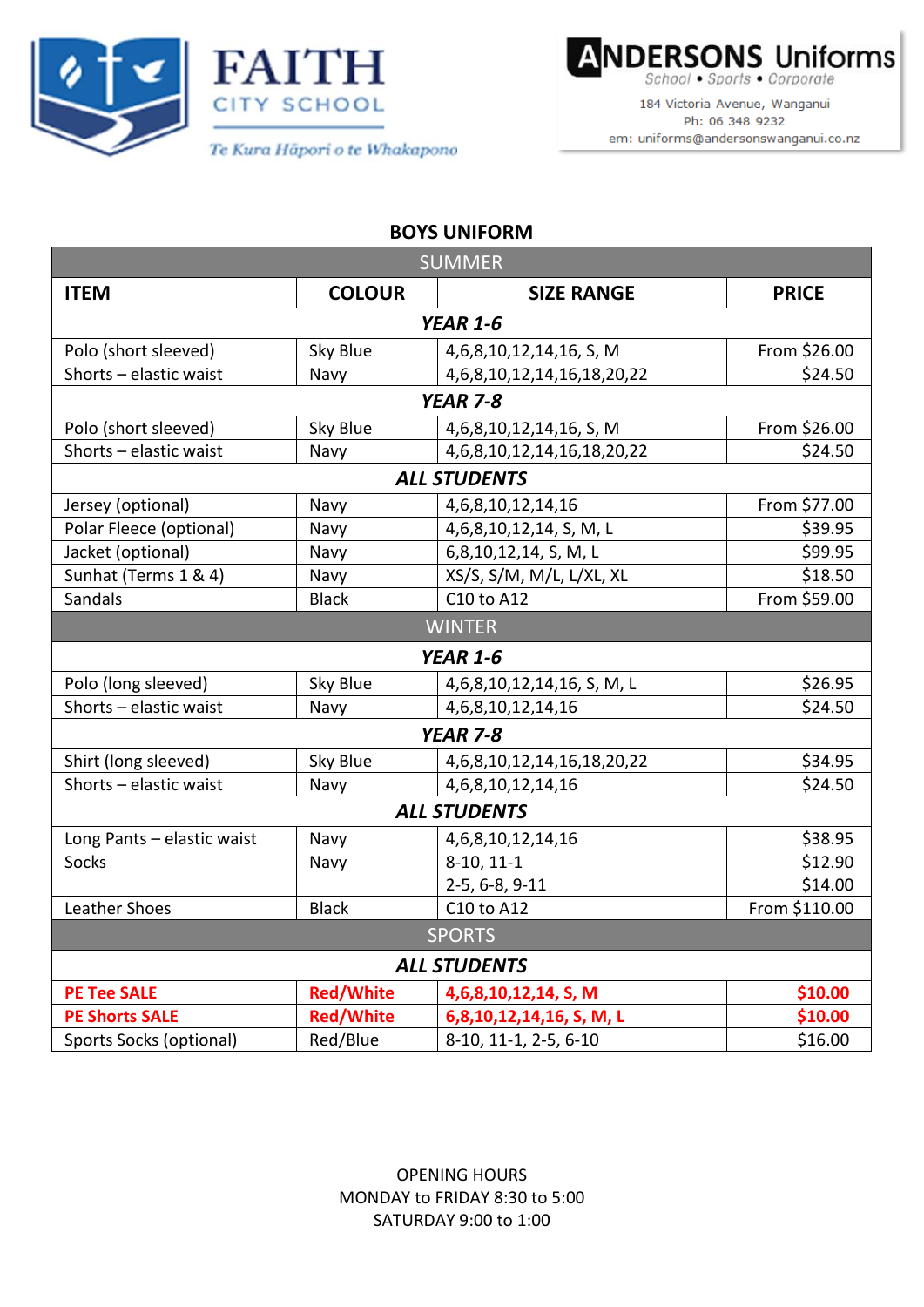FAITH
CITY SCHOOL
Te Kura Hāpori o te Whakapono

ANDERSONS Uniforms
School • Sports • Corporate
184 Victoria Avenue, Wanganui
Ph: 06 348 9232
em: uniforms@andersonswanganui.co.nz

## BOYS UNIFORM

| SUMMER | | | |
|---|---|---|---|
| **ITEM** | **COLOUR** | **SIZE RANGE** | **PRICE** |
| ***YEAR 1-6*** | | | |
| Polo (short sleeved) | Sky Blue | 4,6,8,10,12,14,16, S, M | From $26.00 |
| Shorts – elastic waist | Navy | 4,6,8,10,12,14,16,18,20,22 | $24.50 |
| ***YEAR 7-8*** | | | |
| Polo (short sleeved) | Sky Blue | 4,6,8,10,12,14,16, S, M | From $26.00 |
| Shorts – elastic waist | Navy | 4,6,8,10,12,14,16,18,20,22 | $24.50 |
| ***ALL STUDENTS*** | | | |
| Jersey (optional) | Navy | 4,6,8,10,12,14,16 | From $77.00 |
| Polar Fleece (optional) | Navy | 4,6,8,10,12,14, S, M, L | $39.95 |
| Jacket (optional) | Navy | 6,8,10,12,14, S, M, L | $99.95 |
| Sunhat (Terms 1 & 4) | Navy | XS/S, S/M, M/L, L/XL, XL | $18.50 |
| Sandals | Black | C10 to A12 | From $59.00 |
| WINTER | | | |
| ***YEAR 1-6*** | | | |
| Polo (long sleeved) | Sky Blue | 4,6,8,10,12,14,16, S, M, L | $26.95 |
| Shorts – elastic waist | Navy | 4,6,8,10,12,14,16 | $24.50 |
| ***YEAR 7-8*** | | | |
| Shirt (long sleeved) | Sky Blue | 4,6,8,10,12,14,16,18,20,22 | $34.95 |
| Shorts – elastic waist | Navy | 4,6,8,10,12,14,16 | $24.50 |
| ***ALL STUDENTS*** | | | |
| Long Pants – elastic waist | Navy | 4,6,8,10,12,14,16 | $38.95 |
| Socks | Navy | 8-10, 11-1<br>2-5, 6-8, 9-11 | $12.90<br>$14.00 |
| Leather Shoes | Black | C10 to A12 | From $110.00 |
| SPORTS | | | |
| ***ALL STUDENTS*** | | | |
| **PE Tee SALE** | **Red/White** | **4,6,8,10,12,14, S, M** | **$10.00** |
| **PE Shorts SALE** | **Red/White** | **6,8,10,12,14,16, S, M, L** | **$10.00** |
| Sports Socks (optional) | Red/Blue | 8-10, 11-1, 2-5, 6-10 | $16.00 |

OPENING HOURS
MONDAY to FRIDAY 8:30 to 5:00
SATURDAY 9:00 to 1:00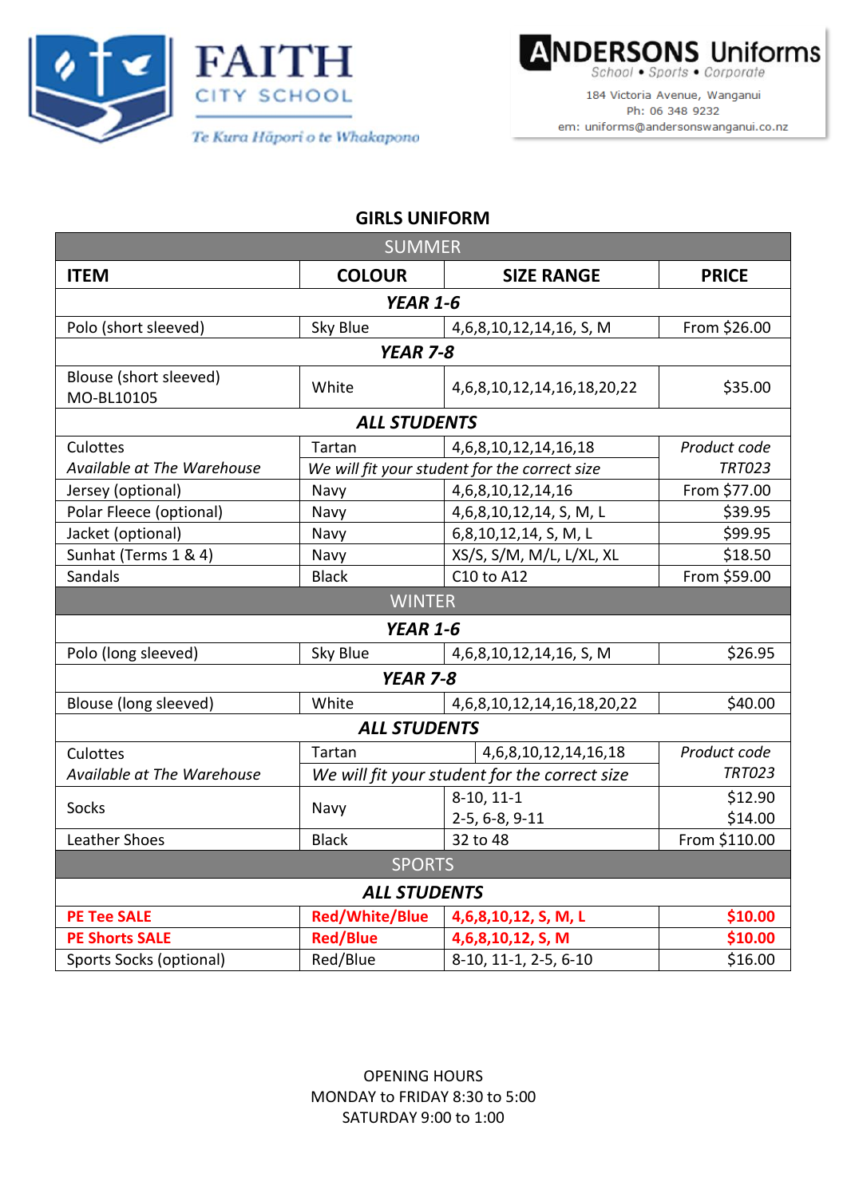**FAITH** CITY SCHOOL

*Te Kura Hāpori o te Whakapono*

**ANDERSONS Uniforms**
School • Sports • Corporate
184 Victoria Avenue, Wanganui
Ph: 06 348 9232
em: uniforms@andersonswanganui.co.nz

## GIRLS UNIFORM

| ITEM | COLOUR | SIZE RANGE | PRICE |
|---|---|---|---|
| **SUMMER** | | | |
| ***YEAR 1-6*** | | | |
| Polo (short sleeved) | Sky Blue | 4,6,8,10,12,14,16, S, M | From $26.00 |
| ***YEAR 7-8*** | | | |
| Blouse (short sleeved) MO-BL10105 | White | 4,6,8,10,12,14,16,18,20,22 | $35.00 |
| ***ALL STUDENTS*** | | | |
| Culottes *Available at The Warehouse* | Tartan *We will fit your student for the correct size* | 4,6,8,10,12,14,16,18 | *Product code TRT023* |
| Jersey (optional) | Navy | 4,6,8,10,12,14,16 | From $77.00 |
| Polar Fleece (optional) | Navy | 4,6,8,10,12,14, S, M, L | $39.95 |
| Jacket (optional) | Navy | 6,8,10,12,14, S, M, L | $99.95 |
| Sunhat (Terms 1 & 4) | Navy | XS/S, S/M, M/L, L/XL, XL | $18.50 |
| Sandals | Black | C10 to A12 | From $59.00 |
| **WINTER** | | | |
| ***YEAR 1-6*** | | | |
| Polo (long sleeved) | Sky Blue | 4,6,8,10,12,14,16, S, M | $26.95 |
| ***YEAR 7-8*** | | | |
| Blouse (long sleeved) | White | 4,6,8,10,12,14,16,18,20,22 | $40.00 |
| ***ALL STUDENTS*** | | | |
| Culottes *Available at The Warehouse* | Tartan *We will fit your student for the correct size* | 4,6,8,10,12,14,16,18 | *Product code TRT023* |
| Socks | Navy | 8-10, 11-1<br>2-5, 6-8, 9-11 | $12.90<br>$14.00 |
| Leather Shoes | Black | 32 to 48 | From $110.00 |
| **SPORTS** | | | |
| ***ALL STUDENTS*** | | | |
| **PE Tee SALE** | **Red/White/Blue** | **4,6,8,10,12, S, M, L** | **$10.00** |
| **PE Shorts SALE** | **Red/Blue** | **4,6,8,10,12, S, M** | **$10.00** |
| Sports Socks (optional) | Red/Blue | 8-10, 11-1, 2-5, 6-10 | $16.00 |

OPENING HOURS
MONDAY to FRIDAY 8:30 to 5:00
SATURDAY 9:00 to 1:00